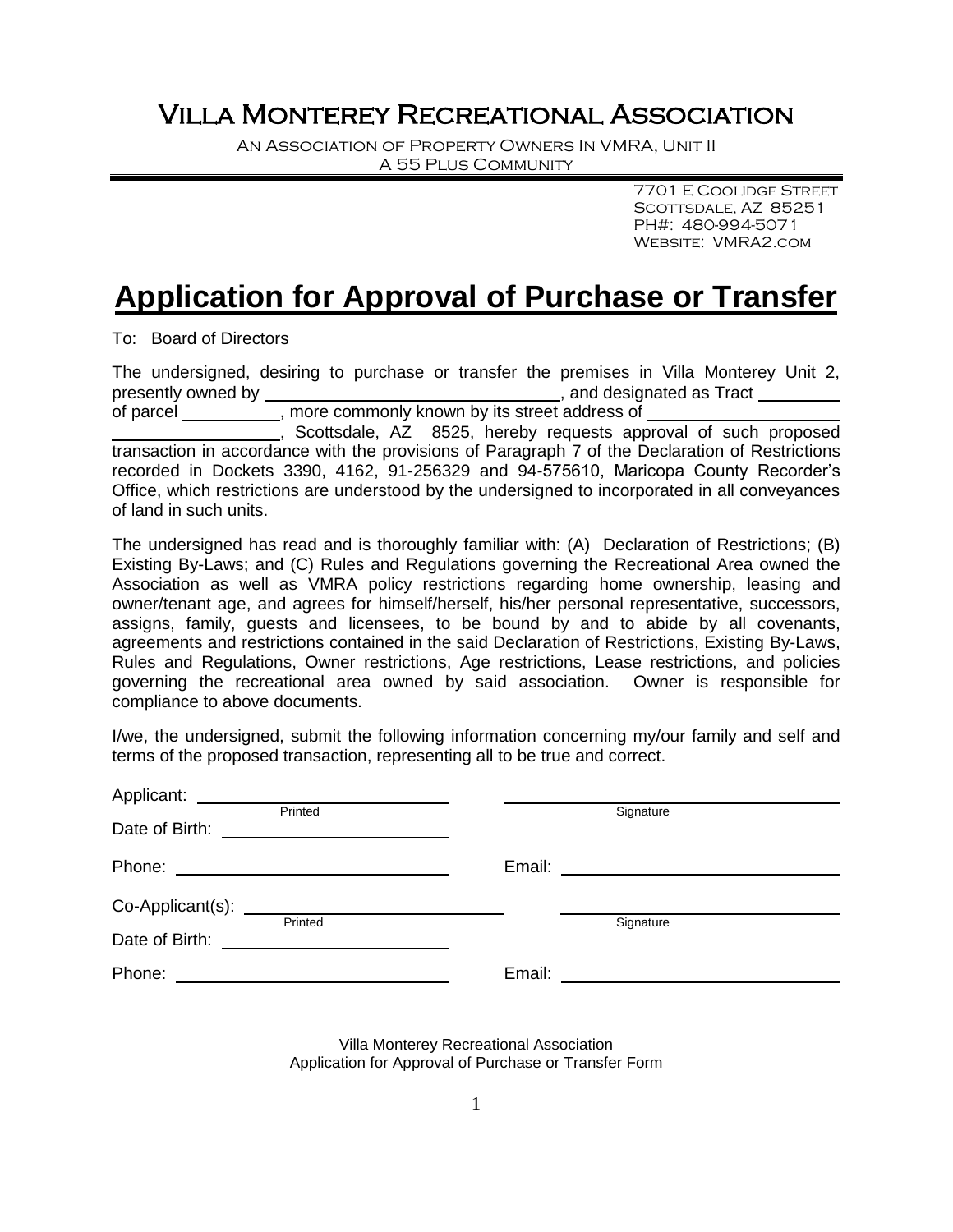# Villa Monterey Recreational Association

An Association of Property Owners In VMRA, Unit II
A 55 Plus Community

7701 E Coolidge Street
Scottsdale, AZ 85251
PH#: 480-994-5071
Website: VMRA2.com

# Application for Approval of Purchase or Transfer

To: Board of Directors

The undersigned, desiring to purchase or transfer the premises in Villa Monterey Unit 2, presently owned by ______________________________, and designated as Tract _________ of parcel __________, more commonly known by its street address of ____________________ __________________, Scottsdale, AZ 8525, hereby requests approval of such proposed transaction in accordance with the provisions of Paragraph 7 of the Declaration of Restrictions recorded in Dockets 3390, 4162, 91-256329 and 94-575610, Maricopa County Recorder's Office, which restrictions are understood by the undersigned to incorporated in all conveyances of land in such units.

The undersigned has read and is thoroughly familiar with: (A) Declaration of Restrictions; (B) Existing By-Laws; and (C) Rules and Regulations governing the Recreational Area owned the Association as well as VMRA policy restrictions regarding home ownership, leasing and owner/tenant age, and agrees for himself/herself, his/her personal representative, successors, assigns, family, guests and licensees, to be bound by and to abide by all covenants, agreements and restrictions contained in the said Declaration of Restrictions, Existing By-Laws, Rules and Regulations, Owner restrictions, Age restrictions, Lease restrictions, and policies governing the recreational area owned by said association. Owner is responsible for compliance to above documents.

I/we, the undersigned, submit the following information concerning my/our family and self and terms of the proposed transaction, representing all to be true and correct.

Applicant: ____________________________ (Printed) ____________________________ (Signature)

Date of Birth: ____________________________

Phone: ____________________________ Email: ____________________________

Co-Applicant(s): ____________________________ (Printed) ____________________________ (Signature)

Date of Birth: ____________________________

Phone: ____________________________ Email: ____________________________

Villa Monterey Recreational Association
Application for Approval of Purchase or Transfer Form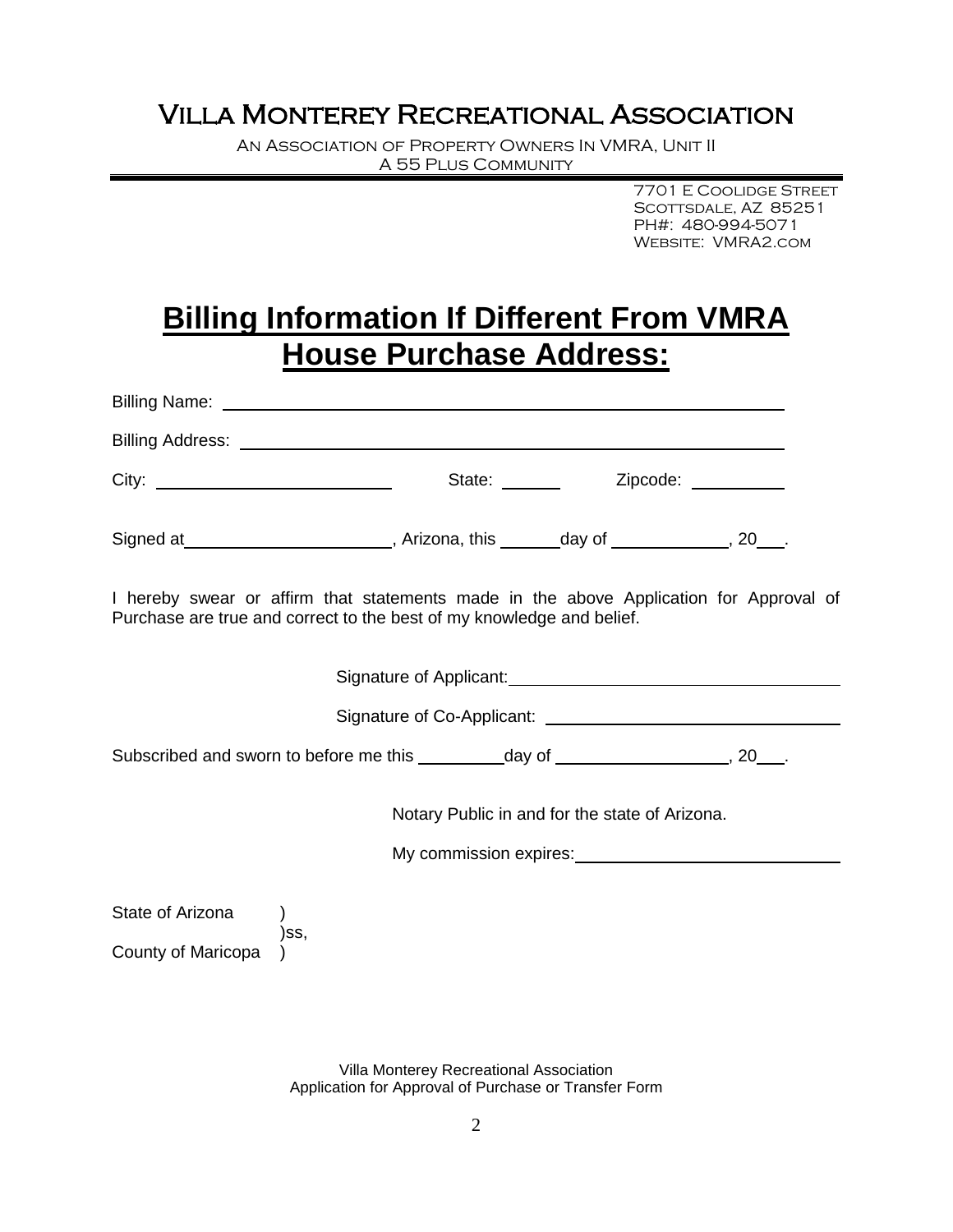# Villa Monterey Recreational Association

An Association of Property Owners In VMRA, Unit II
A 55 Plus Community

7701 E Coolidge Street
Scottsdale, AZ 85251
PH#: 480-994-5071
Website: VMRA2.com

## Billing Information If Different From VMRA House Purchase Address:

Billing Name: ______________________________________________

Billing Address: ______________________________________________

City: ______________________ State: ______ Zipcode: __________

Signed at____________________, Arizona, this ______day of ____________, 20___.

I hereby swear or affirm that statements made in the above Application for Approval of Purchase are true and correct to the best of my knowledge and belief.

Signature of Applicant:______________________________

Signature of Co-Applicant: ______________________________

Subscribed and sworn to before me this _________day of __________________, 20___.

Notary Public in and for the state of Arizona.

My commission expires:___________________________

State of Arizona )
)ss,
County of Maricopa )

Villa Monterey Recreational Association
Application for Approval of Purchase or Transfer Form